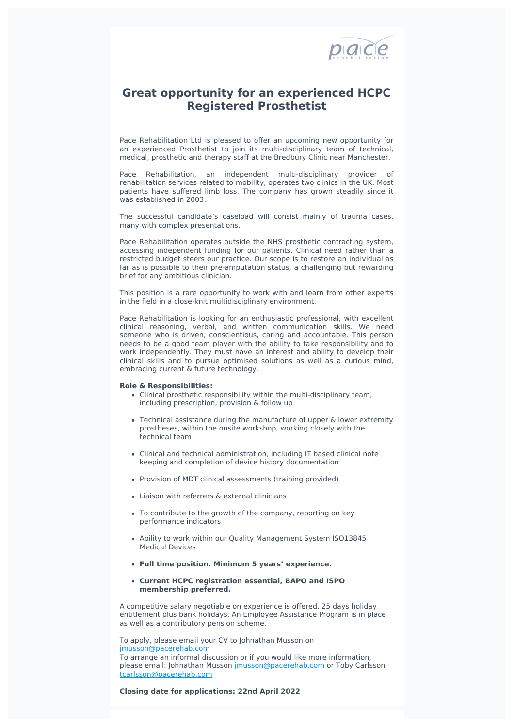# Great opportunity for an experienced HCPC Registered Prosthetist

Pace Rehabilitation Ltd is pleased to offer an upcoming new opportunity for an experienced Prosthetist to join its multi-disciplinary team of technical, medical, prosthetic and therapy staff at the Bredbury Clinic near Manchester.

Pace Rehabilitation, an independent multi-disciplinary provider of rehabilitation services related to mobility, operates two clinics in the UK. Most patients have suffered limb loss. The company has grown steadily since it was established in 2003.

The successful candidate's caseload will consist mainly of trauma cases, many with complex presentations.

Pace Rehabilitation operates outside the NHS prosthetic contracting system, accessing independent funding for our patients. Clinical need rather than a restricted budget steers our practice. Our scope is to restore an individual as far as is possible to their pre-amputation status, a challenging but rewarding brief for any ambitious clinician.

This position is a rare opportunity to work with and learn from other experts in the field in a close-knit multidisciplinary environment.

Pace Rehabilitation is looking for an enthusiastic professional, with excellent clinical reasoning, verbal, and written communication skills. We need someone who is driven, conscientious, caring and accountable. This person needs to be a good team player with the ability to take responsibility and to work independently. They must have an interest and ability to develop their clinical skills and to pursue optimised solutions as well as a curious mind, embracing current & future technology.

**Role & Responsibilities:**

- Clinical prosthetic responsibility within the multi-disciplinary team, including prescription, provision & follow up
- Technical assistance during the manufacture of upper & lower extremity prostheses, within the onsite workshop, working closely with the technical team
- Clinical and technical administration, including IT based clinical note keeping and completion of device history documentation
- Provision of MDT clinical assessments (training provided)
- Liaison with referrers & external clinicians
- To contribute to the growth of the company, reporting on key performance indicators
- Ability to work within our Quality Management System ISO13845 Medical Devices
- **Full time position. Minimum 5 years' experience.**
- **Current HCPC registration essential, BAPO and ISPO membership preferred.**

A competitive salary negotiable on experience is offered. 25 days holiday entitlement plus bank holidays. An Employee Assistance Program is in place as well as a contributory pension scheme.

To apply, please email your CV to Johnathan Musson on jmusson@pacerehab.com
To arrange an informal discussion or if you would like more information, please email: Johnathan Musson jmusson@pacerehab.com or Toby Carlsson tcarlsson@pacerehab.com

**Closing date for applications: 22nd April 2022**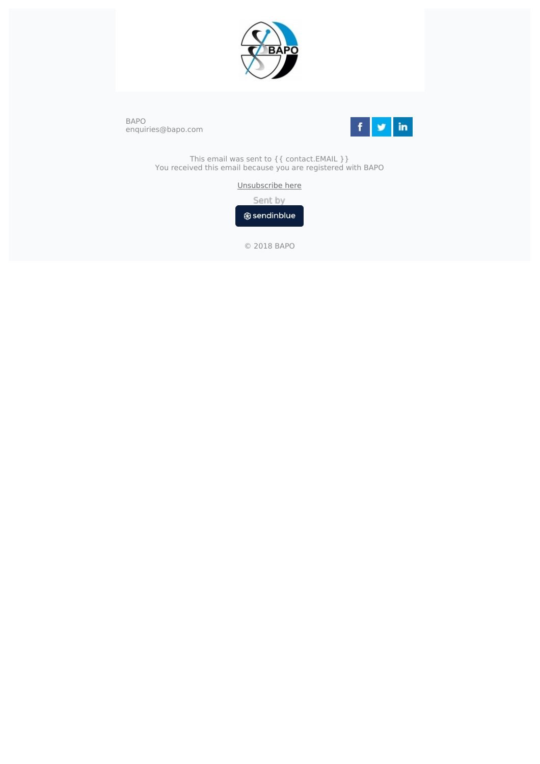BAPO
enquiries@bapo.com

This email was sent to {{ contact.EMAIL }}
You received this email because you are registered with BAPO

Unsubscribe here

Sent by

© 2018 BAPO